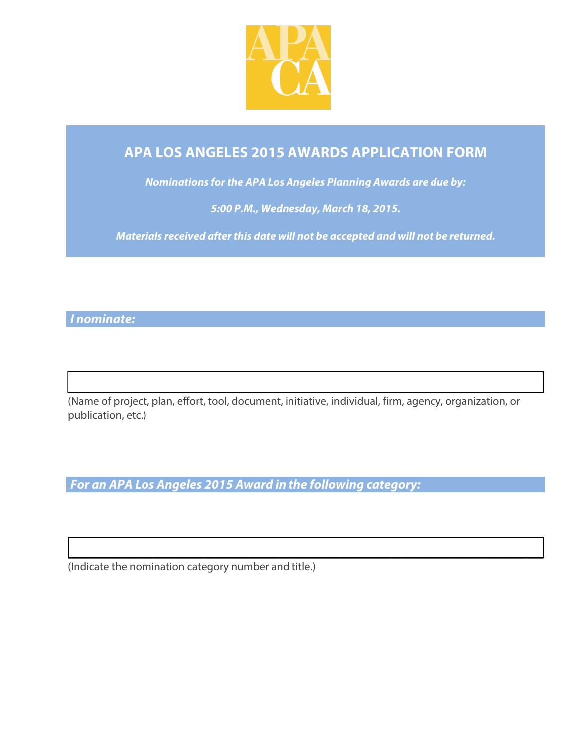APA CA

# APA LOS ANGELES 2015 AWARDS APPLICATION FORM

***Nominations for the APA Los Angeles Planning Awards are due by:***

***5:00 P.M., Wednesday, March 18, 2015.***

***Materials received after this date will not be accepted and will not be returned.***

***I nominate:***

(Name of project, plan, effort, tool, document, initiative, individual, firm, agency, organization, or publication, etc.)

***For an APA Los Angeles 2015 Award in the following category:***

(Indicate the nomination category number and title.)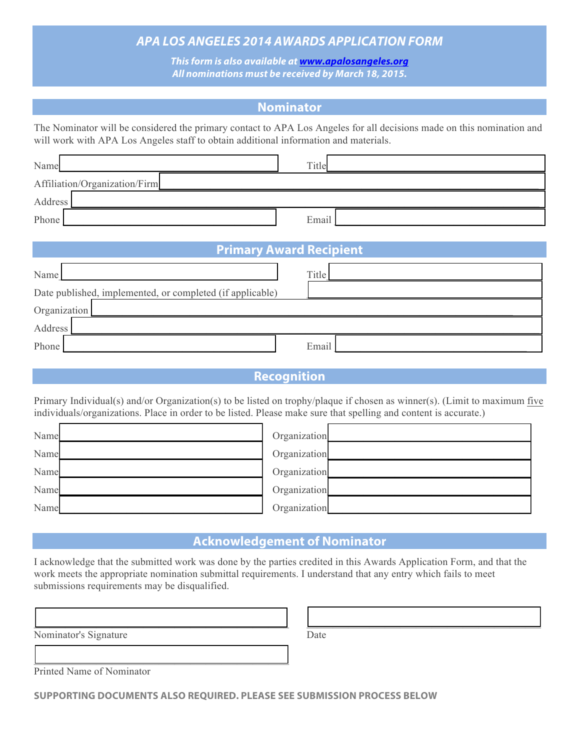# *APA LOS ANGELES 2014 AWARDS APPLICATION FORM*

***This form is also available at [www.apalosangeles.org](http://www.apalosangeles.org)***
***All nominations must be received by March 18, 2015.***

## Nominator

The Nominator will be considered the primary contact to APA Los Angeles for all decisions made on this nomination and will work with APA Los Angeles staff to obtain additional information and materials.

Name ______________________ Title ______________________

Affiliation/Organization/Firm ______________________

Address ______________________

Phone ______________________ Email ______________________

## Primary Award Recipient

Name ______________________ Title ______________________

Date published, implemented, or completed (if applicable) ______________________

Organization ______________________

Address ______________________

Phone ______________________ Email ______________________

## Recognition

Primary Individual(s) and/or Organization(s) to be listed on trophy/plaque if chosen as winner(s). (Limit to maximum five individuals/organizations. Place in order to be listed. Please make sure that spelling and content is accurate.)

| Name | Organization |
|---|---|
| | |
| | |
| | |
| | |
| | |

## Acknowledgement of Nominator

I acknowledge that the submitted work was done by the parties credited in this Awards Application Form, and that the work meets the appropriate nomination submittal requirements. I understand that any entry which fails to meet submissions requirements may be disqualified.

______________________ ______________________
Nominator's Signature Date

______________________
Printed Name of Nominator

**SUPPORTING DOCUMENTS ALSO REQUIRED. PLEASE SEE SUBMISSION PROCESS BELOW**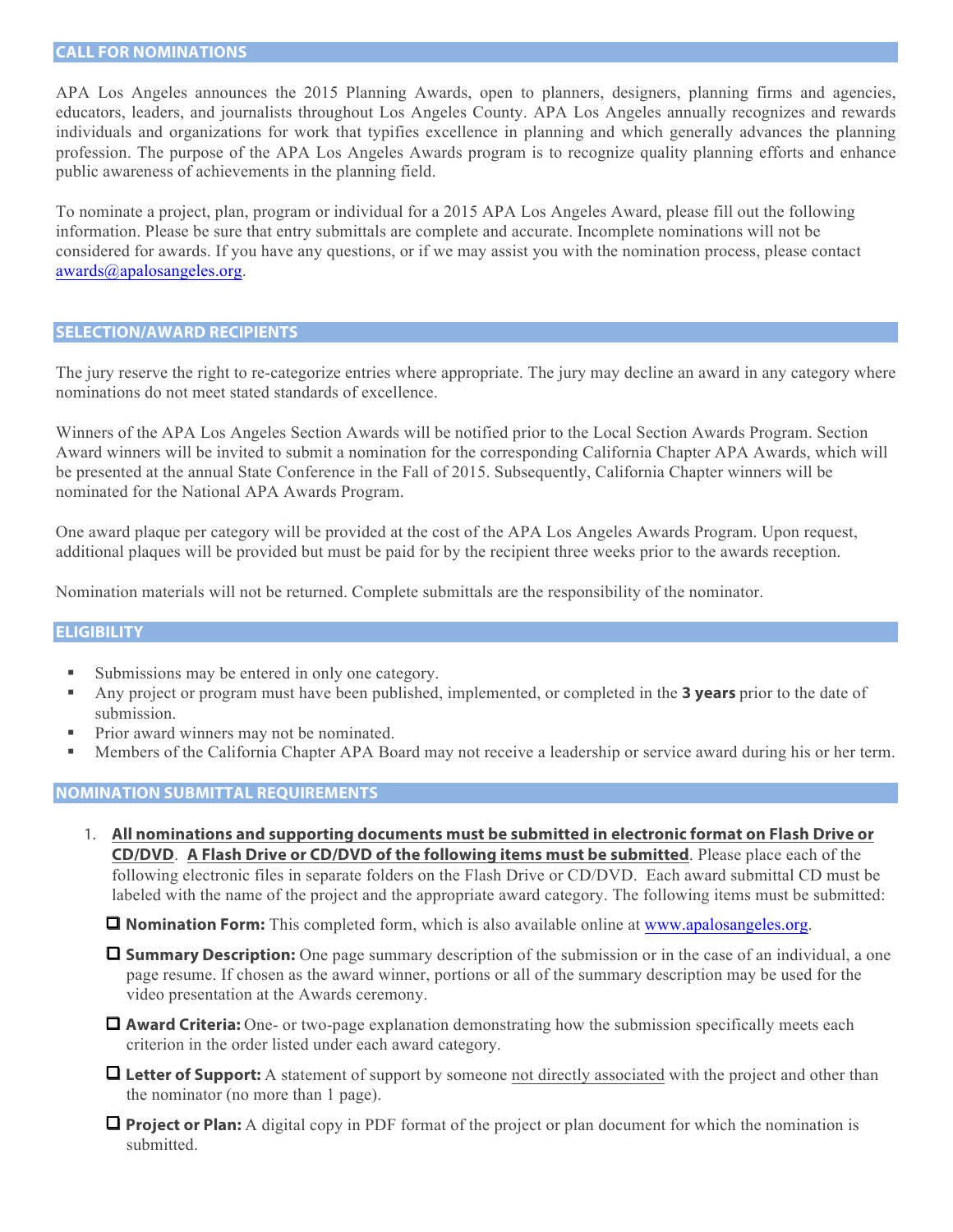## CALL FOR NOMINATIONS

APA Los Angeles announces the 2015 Planning Awards, open to planners, designers, planning firms and agencies, educators, leaders, and journalists throughout Los Angeles County. APA Los Angeles annually recognizes and rewards individuals and organizations for work that typifies excellence in planning and which generally advances the planning profession. The purpose of the APA Los Angeles Awards program is to recognize quality planning efforts and enhance public awareness of achievements in the planning field.

To nominate a project, plan, program or individual for a 2015 APA Los Angeles Award, please fill out the following information. Please be sure that entry submittals are complete and accurate. Incomplete nominations will not be considered for awards. If you have any questions, or if we may assist you with the nomination process, please contact awards@apalosangeles.org.

## SELECTION/AWARD RECIPIENTS

The jury reserve the right to re-categorize entries where appropriate. The jury may decline an award in any category where nominations do not meet stated standards of excellence.

Winners of the APA Los Angeles Section Awards will be notified prior to the Local Section Awards Program. Section Award winners will be invited to submit a nomination for the corresponding California Chapter APA Awards, which will be presented at the annual State Conference in the Fall of 2015. Subsequently, California Chapter winners will be nominated for the National APA Awards Program.

One award plaque per category will be provided at the cost of the APA Los Angeles Awards Program. Upon request, additional plaques will be provided but must be paid for by the recipient three weeks prior to the awards reception.

Nomination materials will not be returned. Complete submittals are the responsibility of the nominator.

## ELIGIBILITY

- Submissions may be entered in only one category.
- Any project or program must have been published, implemented, or completed in the **3 years** prior to the date of submission.
- Prior award winners may not be nominated.
- Members of the California Chapter APA Board may not receive a leadership or service award during his or her term.

## NOMINATION SUBMITTAL REQUIREMENTS

1. **All nominations and supporting documents must be submitted in electronic format on Flash Drive or CD/DVD**. **A Flash Drive or CD/DVD of the following items must be submitted**. Please place each of the following electronic files in separate folders on the Flash Drive or CD/DVD. Each award submittal CD must be labeled with the name of the project and the appropriate award category. The following items must be submitted:

   - ☐ **Nomination Form:** This completed form, which is also available online at www.apalosangeles.org.
   - ☐ **Summary Description:** One page summary description of the submission or in the case of an individual, a one page resume. If chosen as the award winner, portions or all of the summary description may be used for the video presentation at the Awards ceremony.
   - ☐ **Award Criteria:** One- or two-page explanation demonstrating how the submission specifically meets each criterion in the order listed under each award category.
   - ☐ **Letter of Support:** A statement of support by someone not directly associated with the project and other than the nominator (no more than 1 page).
   - ☐ **Project or Plan:** A digital copy in PDF format of the project or plan document for which the nomination is submitted.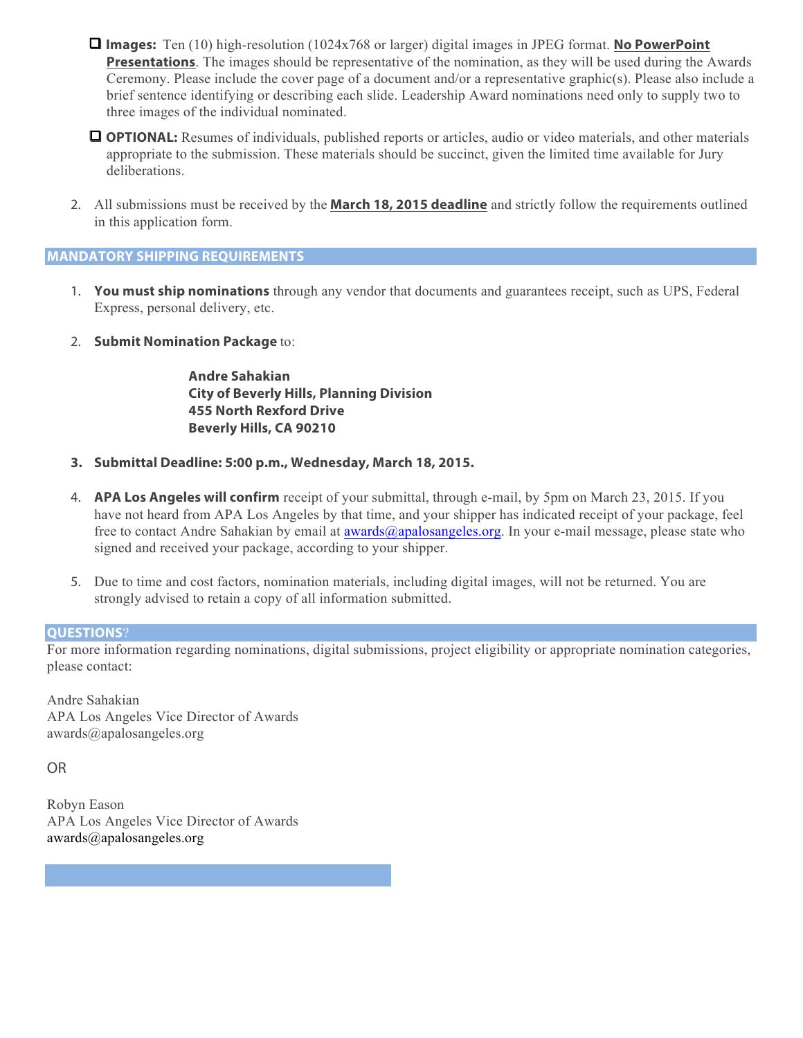- ☐ **Images:** Ten (10) high-resolution (1024x768 or larger) digital images in JPEG format. **No PowerPoint Presentations**. The images should be representative of the nomination, as they will be used during the Awards Ceremony. Please include the cover page of a document and/or a representative graphic(s). Please also include a brief sentence identifying or describing each slide. Leadership Award nominations need only to supply two to three images of the individual nominated.
- ☐ **OPTIONAL:** Resumes of individuals, published reports or articles, audio or video materials, and other materials appropriate to the submission. These materials should be succinct, given the limited time available for Jury deliberations.

2. All submissions must be received by the **March 18, 2015 deadline** and strictly follow the requirements outlined in this application form.

## MANDATORY SHIPPING REQUIREMENTS

1. **You must ship nominations** through any vendor that documents and guarantees receipt, such as UPS, Federal Express, personal delivery, etc.
2. **Submit Nomination Package** to:

   **Andre Sahakian**
   **City of Beverly Hills, Planning Division**
   **455 North Rexford Drive**
   **Beverly Hills, CA 90210**

3. **Submittal Deadline: 5:00 p.m., Wednesday, March 18, 2015.**
4. **APA Los Angeles will confirm** receipt of your submittal, through e-mail, by 5pm on March 23, 2015. If you have not heard from APA Los Angeles by that time, and your shipper has indicated receipt of your package, feel free to contact Andre Sahakian by email at awards@apalosangeles.org. In your e-mail message, please state who signed and received your package, according to your shipper.
5. Due to time and cost factors, nomination materials, including digital images, will not be returned. You are strongly advised to retain a copy of all information submitted.

## QUESTIONS?

For more information regarding nominations, digital submissions, project eligibility or appropriate nomination categories, please contact:

Andre Sahakian
APA Los Angeles Vice Director of Awards
awards@apalosangeles.org

OR

Robyn Eason
APA Los Angeles Vice Director of Awards
awards@apalosangeles.org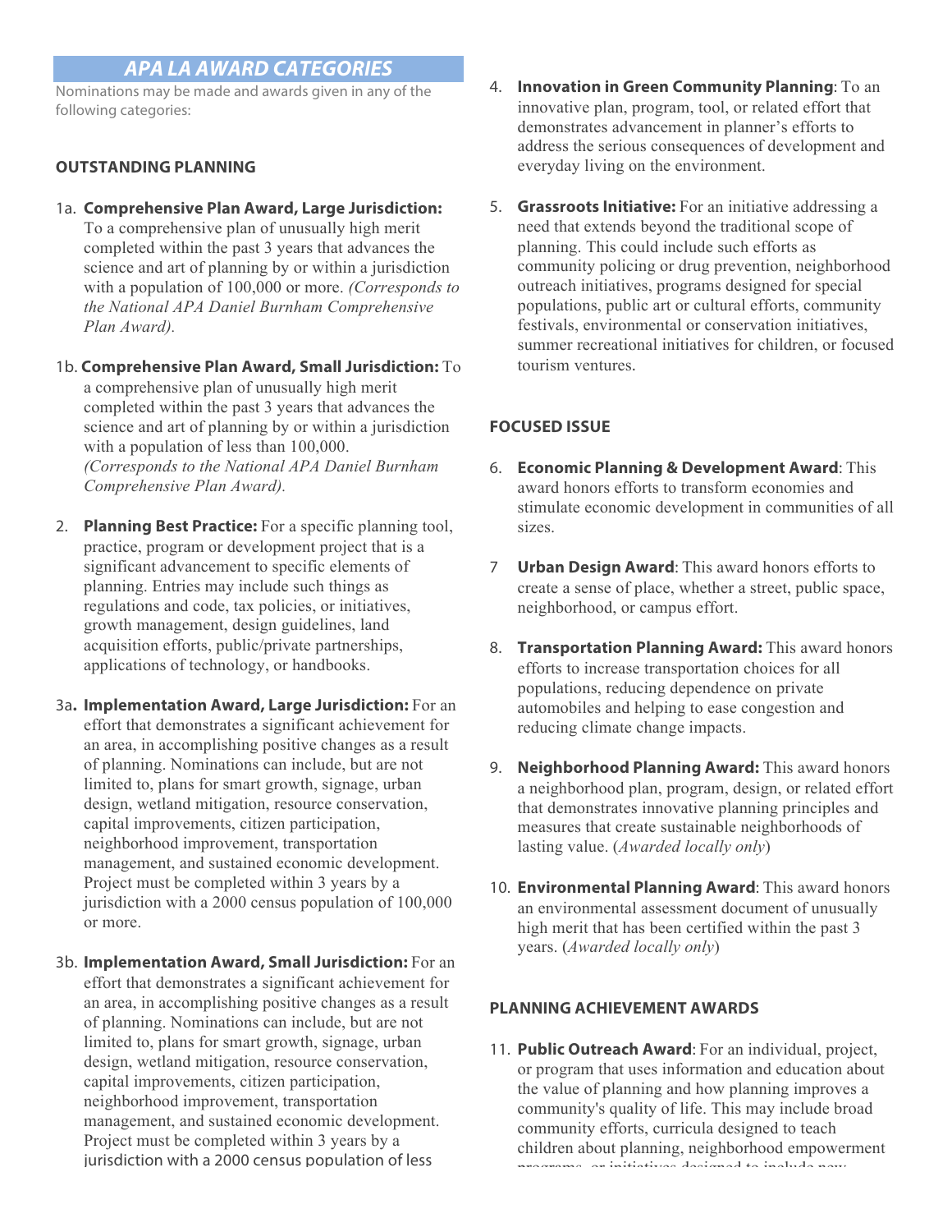## APA LA AWARD CATEGORIES

Nominations may be made and awards given in any of the following categories:

### OUTSTANDING PLANNING

1a. **Comprehensive Plan Award, Large Jurisdiction:** To a comprehensive plan of unusually high merit completed within the past 3 years that advances the science and art of planning by or within a jurisdiction with a population of 100,000 or more. *(Corresponds to the National APA Daniel Burnham Comprehensive Plan Award).*

1b. **Comprehensive Plan Award, Small Jurisdiction:** To a comprehensive plan of unusually high merit completed within the past 3 years that advances the science and art of planning by or within a jurisdiction with a population of less than 100,000. *(Corresponds to the National APA Daniel Burnham Comprehensive Plan Award).*

2. **Planning Best Practice:** For a specific planning tool, practice, program or development project that is a significant advancement to specific elements of planning. Entries may include such things as regulations and code, tax policies, or initiatives, growth management, design guidelines, land acquisition efforts, public/private partnerships, applications of technology, or handbooks.

3a**. Implementation Award, Large Jurisdiction:** For an effort that demonstrates a significant achievement for an area, in accomplishing positive changes as a result of planning. Nominations can include, but are not limited to, plans for smart growth, signage, urban design, wetland mitigation, resource conservation, capital improvements, citizen participation, neighborhood improvement, transportation management, and sustained economic development. Project must be completed within 3 years by a jurisdiction with a 2000 census population of 100,000 or more.

3b. **Implementation Award, Small Jurisdiction:** For an effort that demonstrates a significant achievement for an area, in accomplishing positive changes as a result of planning. Nominations can include, but are not limited to, plans for smart growth, signage, urban design, wetland mitigation, resource conservation, capital improvements, citizen participation, neighborhood improvement, transportation management, and sustained economic development. Project must be completed within 3 years by a jurisdiction with a 2000 census population of less

4. **Innovation in Green Community Planning**: To an innovative plan, program, tool, or related effort that demonstrates advancement in planner's efforts to address the serious consequences of development and everyday living on the environment.

5. **Grassroots Initiative:** For an initiative addressing a need that extends beyond the traditional scope of planning. This could include such efforts as community policing or drug prevention, neighborhood outreach initiatives, programs designed for special populations, public art or cultural efforts, community festivals, environmental or conservation initiatives, summer recreational initiatives for children, or focused tourism ventures.

### FOCUSED ISSUE

6. **Economic Planning & Development Award**: This award honors efforts to transform economies and stimulate economic development in communities of all sizes.

7 **Urban Design Award**: This award honors efforts to create a sense of place, whether a street, public space, neighborhood, or campus effort.

8. **Transportation Planning Award:** This award honors efforts to increase transportation choices for all populations, reducing dependence on private automobiles and helping to ease congestion and reducing climate change impacts.

9. **Neighborhood Planning Award:** This award honors a neighborhood plan, program, design, or related effort that demonstrates innovative planning principles and measures that create sustainable neighborhoods of lasting value. (*Awarded locally only*)

10. **Environmental Planning Award**: This award honors an environmental assessment document of unusually high merit that has been certified within the past 3 years. (*Awarded locally only*)

### PLANNING ACHIEVEMENT AWARDS

11. **Public Outreach Award**: For an individual, project, or program that uses information and education about the value of planning and how planning improves a community's quality of life. This may include broad community efforts, curricula designed to teach children about planning, neighborhood empowerment programs, or initiatives designed to include new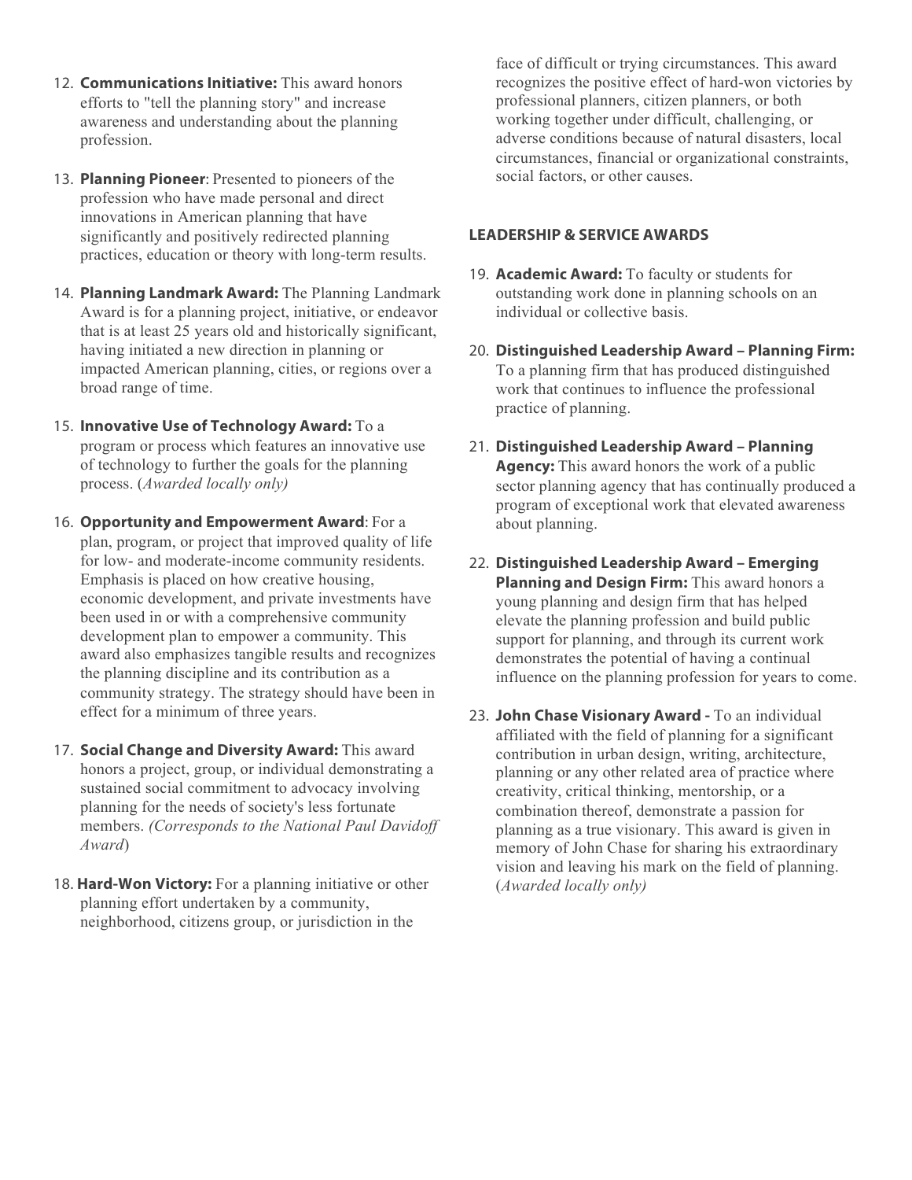12. **Communications Initiative:** This award honors efforts to "tell the planning story" and increase awareness and understanding about the planning profession.

13. **Planning Pioneer**: Presented to pioneers of the profession who have made personal and direct innovations in American planning that have significantly and positively redirected planning practices, education or theory with long-term results.

14. **Planning Landmark Award:** The Planning Landmark Award is for a planning project, initiative, or endeavor that is at least 25 years old and historically significant, having initiated a new direction in planning or impacted American planning, cities, or regions over a broad range of time.

15. **Innovative Use of Technology Award:** To a program or process which features an innovative use of technology to further the goals for the planning process. (*Awarded locally only)*

16. **Opportunity and Empowerment Award**: For a plan, program, or project that improved quality of life for low- and moderate-income community residents. Emphasis is placed on how creative housing, economic development, and private investments have been used in or with a comprehensive community development plan to empower a community. This award also emphasizes tangible results and recognizes the planning discipline and its contribution as a community strategy. The strategy should have been in effect for a minimum of three years.

17. **Social Change and Diversity Award:** This award honors a project, group, or individual demonstrating a sustained social commitment to advocacy involving planning for the needs of society's less fortunate members. *(Corresponds to the National Paul Davidoff Award*)

18. **Hard-Won Victory:** For a planning initiative or other planning effort undertaken by a community, neighborhood, citizens group, or jurisdiction in the face of difficult or trying circumstances. This award recognizes the positive effect of hard-won victories by professional planners, citizen planners, or both working together under difficult, challenging, or adverse conditions because of natural disasters, local circumstances, financial or organizational constraints, social factors, or other causes.

**LEADERSHIP & SERVICE AWARDS**

19. **Academic Award:** To faculty or students for outstanding work done in planning schools on an individual or collective basis.

20. **Distinguished Leadership Award – Planning Firm:** To a planning firm that has produced distinguished work that continues to influence the professional practice of planning.

21. **Distinguished Leadership Award – Planning Agency:** This award honors the work of a public sector planning agency that has continually produced a program of exceptional work that elevated awareness about planning.

22. **Distinguished Leadership Award – Emerging Planning and Design Firm:** This award honors a young planning and design firm that has helped elevate the planning profession and build public support for planning, and through its current work demonstrates the potential of having a continual influence on the planning profession for years to come.

23. **John Chase Visionary Award -** To an individual affiliated with the field of planning for a significant contribution in urban design, writing, architecture, planning or any other related area of practice where creativity, critical thinking, mentorship, or a combination thereof, demonstrate a passion for planning as a true visionary. This award is given in memory of John Chase for sharing his extraordinary vision and leaving his mark on the field of planning. (*Awarded locally only)*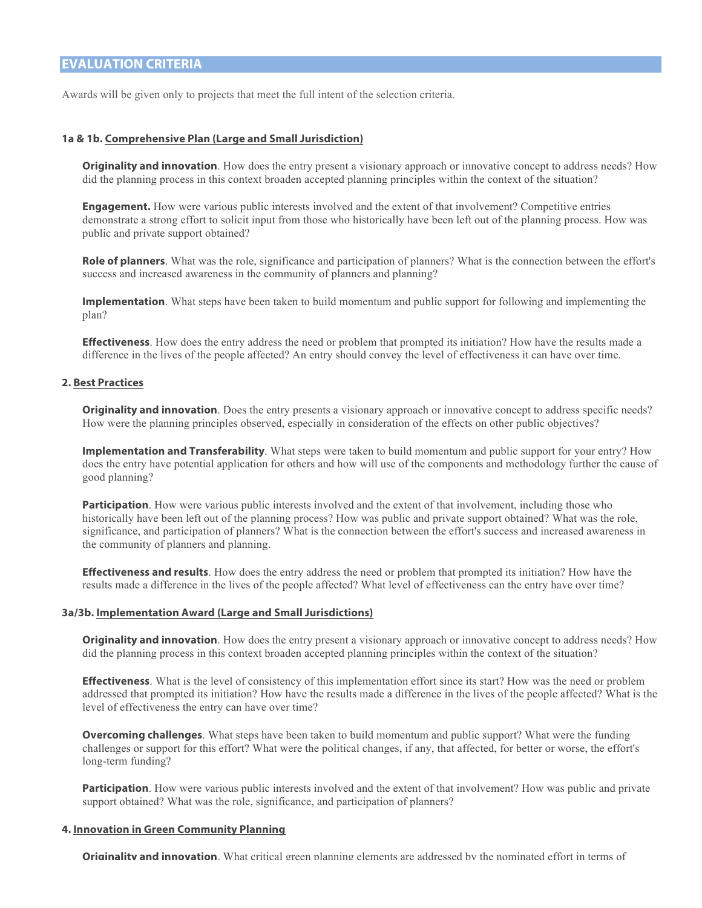## EVALUATION CRITERIA

Awards will be given only to projects that meet the full intent of the selection criteria.

### 1a & 1b. Comprehensive Plan (Large and Small Jurisdiction)

**Originality and innovation**. How does the entry present a visionary approach or innovative concept to address needs? How did the planning process in this context broaden accepted planning principles within the context of the situation?

**Engagement.** How were various public interests involved and the extent of that involvement? Competitive entries demonstrate a strong effort to solicit input from those who historically have been left out of the planning process. How was public and private support obtained?

**Role of planners**. What was the role, significance and participation of planners? What is the connection between the effort's success and increased awareness in the community of planners and planning?

**Implementation**. What steps have been taken to build momentum and public support for following and implementing the plan?

**Effectiveness**. How does the entry address the need or problem that prompted its initiation? How have the results made a difference in the lives of the people affected? An entry should convey the level of effectiveness it can have over time.

### 2. Best Practices

**Originality and innovation**. Does the entry presents a visionary approach or innovative concept to address specific needs? How were the planning principles observed, especially in consideration of the effects on other public objectives?

**Implementation and Transferability**. What steps were taken to build momentum and public support for your entry? How does the entry have potential application for others and how will use of the components and methodology further the cause of good planning?

**Participation**. How were various public interests involved and the extent of that involvement, including those who historically have been left out of the planning process? How was public and private support obtained? What was the role, significance, and participation of planners? What is the connection between the effort's success and increased awareness in the community of planners and planning.

**Effectiveness and results**. How does the entry address the need or problem that prompted its initiation? How have the results made a difference in the lives of the people affected? What level of effectiveness can the entry have over time?

### 3a/3b. Implementation Award (Large and Small Jurisdictions)

**Originality and innovation**. How does the entry present a visionary approach or innovative concept to address needs? How did the planning process in this context broaden accepted planning principles within the context of the situation?

**Effectiveness**. What is the level of consistency of this implementation effort since its start? How was the need or problem addressed that prompted its initiation? How have the results made a difference in the lives of the people affected? What is the level of effectiveness the entry can have over time?

**Overcoming challenges**. What steps have been taken to build momentum and public support? What were the funding challenges or support for this effort? What were the political changes, if any, that affected, for better or worse, the effort's long-term funding?

**Participation**. How were various public interests involved and the extent of that involvement? How was public and private support obtained? What was the role, significance, and participation of planners?

### 4. Innovation in Green Community Planning

**Originality and innovation**. What critical green planning elements are addressed by the nominated effort in terms of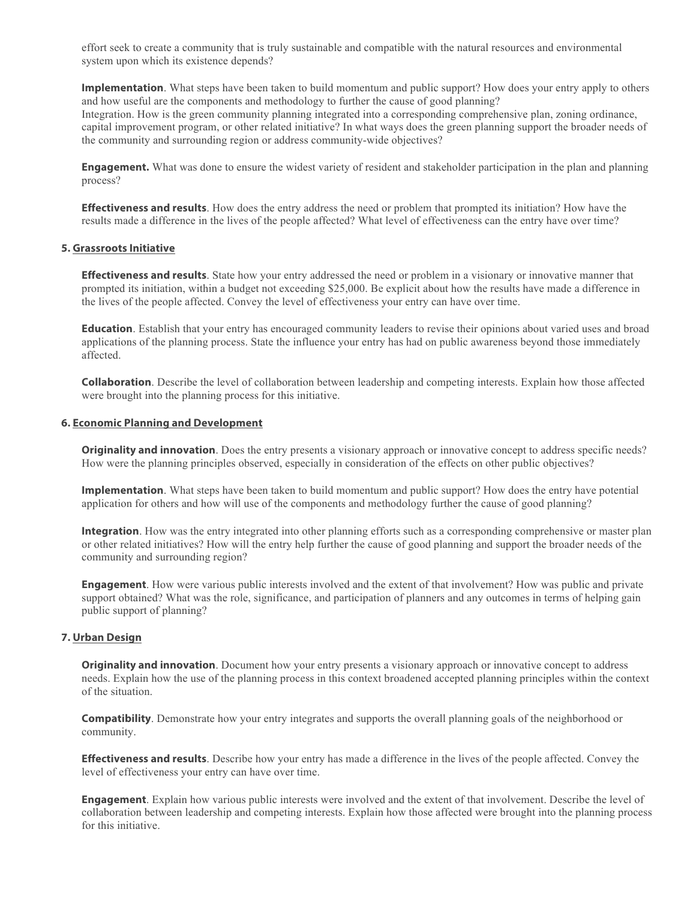effort seek to create a community that is truly sustainable and compatible with the natural resources and environmental system upon which its existence depends?

**Implementation**. What steps have been taken to build momentum and public support? How does your entry apply to others and how useful are the components and methodology to further the cause of good planning?
Integration. How is the green community planning integrated into a corresponding comprehensive plan, zoning ordinance, capital improvement program, or other related initiative? In what ways does the green planning support the broader needs of the community and surrounding region or address community-wide objectives?

**Engagement.** What was done to ensure the widest variety of resident and stakeholder participation in the plan and planning process?

**Effectiveness and results**. How does the entry address the need or problem that prompted its initiation? How have the results made a difference in the lives of the people affected? What level of effectiveness can the entry have over time?

**5. Grassroots Initiative**

**Effectiveness and results**. State how your entry addressed the need or problem in a visionary or innovative manner that prompted its initiation, within a budget not exceeding $25,000. Be explicit about how the results have made a difference in the lives of the people affected. Convey the level of effectiveness your entry can have over time.

**Education**. Establish that your entry has encouraged community leaders to revise their opinions about varied uses and broad applications of the planning process. State the influence your entry has had on public awareness beyond those immediately affected.

**Collaboration**. Describe the level of collaboration between leadership and competing interests. Explain how those affected were brought into the planning process for this initiative.

**6. Economic Planning and Development**

**Originality and innovation**. Does the entry presents a visionary approach or innovative concept to address specific needs? How were the planning principles observed, especially in consideration of the effects on other public objectives?

**Implementation**. What steps have been taken to build momentum and public support? How does the entry have potential application for others and how will use of the components and methodology further the cause of good planning?

**Integration**. How was the entry integrated into other planning efforts such as a corresponding comprehensive or master plan or other related initiatives? How will the entry help further the cause of good planning and support the broader needs of the community and surrounding region?

**Engagement**. How were various public interests involved and the extent of that involvement? How was public and private support obtained? What was the role, significance, and participation of planners and any outcomes in terms of helping gain public support of planning?

**7. Urban Design**

**Originality and innovation**. Document how your entry presents a visionary approach or innovative concept to address needs. Explain how the use of the planning process in this context broadened accepted planning principles within the context of the situation.

**Compatibility**. Demonstrate how your entry integrates and supports the overall planning goals of the neighborhood or community.

**Effectiveness and results**. Describe how your entry has made a difference in the lives of the people affected. Convey the level of effectiveness your entry can have over time.

**Engagement**. Explain how various public interests were involved and the extent of that involvement. Describe the level of collaboration between leadership and competing interests. Explain how those affected were brought into the planning process for this initiative.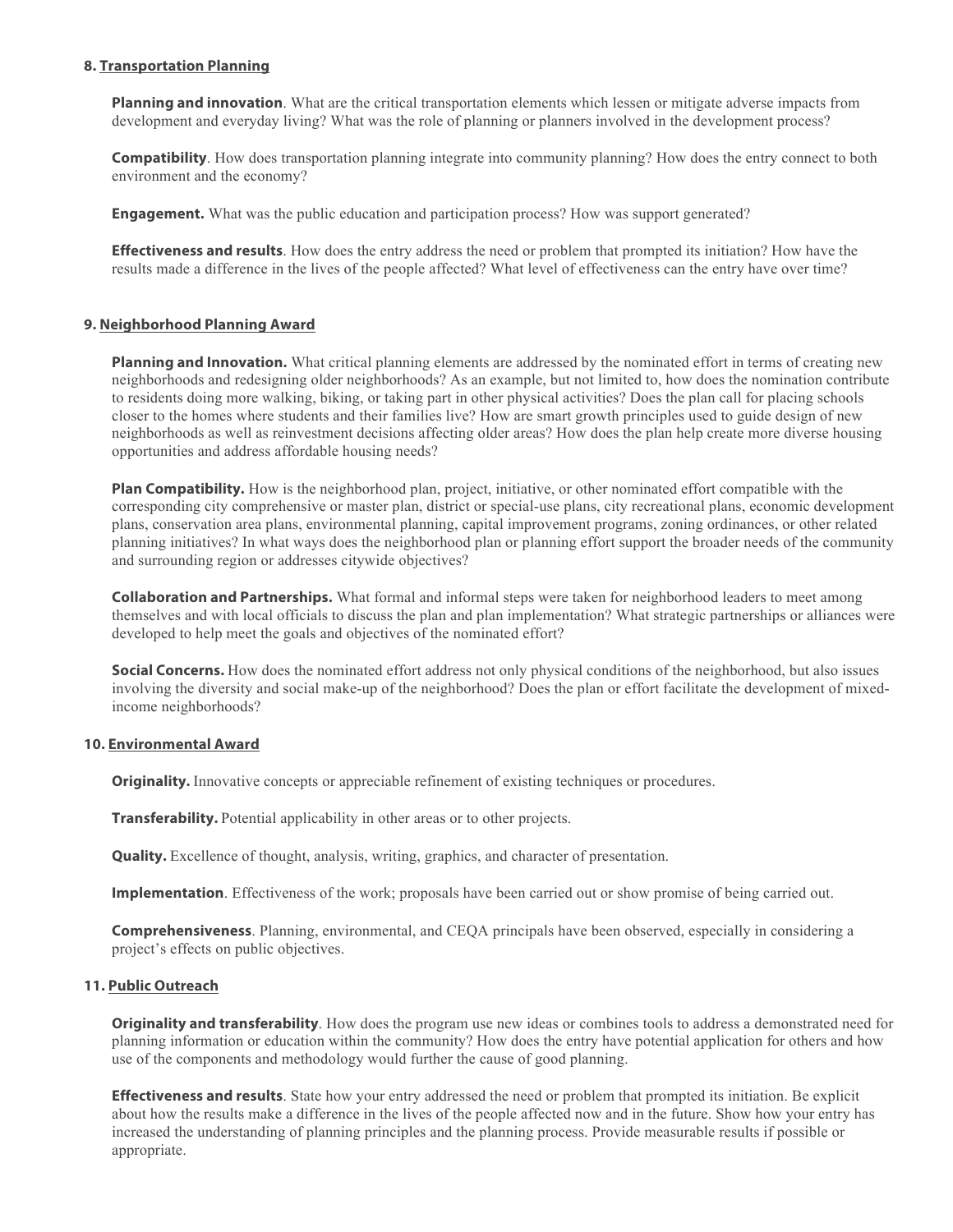### 8. Transportation Planning

**Planning and innovation**. What are the critical transportation elements which lessen or mitigate adverse impacts from development and everyday living? What was the role of planning or planners involved in the development process?

**Compatibility**. How does transportation planning integrate into community planning? How does the entry connect to both environment and the economy?

**Engagement.** What was the public education and participation process? How was support generated?

**Effectiveness and results**. How does the entry address the need or problem that prompted its initiation? How have the results made a difference in the lives of the people affected? What level of effectiveness can the entry have over time?

### 9. Neighborhood Planning Award

**Planning and Innovation.** What critical planning elements are addressed by the nominated effort in terms of creating new neighborhoods and redesigning older neighborhoods? As an example, but not limited to, how does the nomination contribute to residents doing more walking, biking, or taking part in other physical activities? Does the plan call for placing schools closer to the homes where students and their families live? How are smart growth principles used to guide design of new neighborhoods as well as reinvestment decisions affecting older areas? How does the plan help create more diverse housing opportunities and address affordable housing needs?

**Plan Compatibility.** How is the neighborhood plan, project, initiative, or other nominated effort compatible with the corresponding city comprehensive or master plan, district or special-use plans, city recreational plans, economic development plans, conservation area plans, environmental planning, capital improvement programs, zoning ordinances, or other related planning initiatives? In what ways does the neighborhood plan or planning effort support the broader needs of the community and surrounding region or addresses citywide objectives?

**Collaboration and Partnerships.** What formal and informal steps were taken for neighborhood leaders to meet among themselves and with local officials to discuss the plan and plan implementation? What strategic partnerships or alliances were developed to help meet the goals and objectives of the nominated effort?

**Social Concerns.** How does the nominated effort address not only physical conditions of the neighborhood, but also issues involving the diversity and social make-up of the neighborhood? Does the plan or effort facilitate the development of mixed-income neighborhoods?

### 10. Environmental Award

**Originality.** Innovative concepts or appreciable refinement of existing techniques or procedures.

**Transferability.** Potential applicability in other areas or to other projects.

**Quality.** Excellence of thought, analysis, writing, graphics, and character of presentation.

**Implementation**. Effectiveness of the work; proposals have been carried out or show promise of being carried out.

**Comprehensiveness**. Planning, environmental, and CEQA principals have been observed, especially in considering a project's effects on public objectives.

### 11. Public Outreach

**Originality and transferability**. How does the program use new ideas or combines tools to address a demonstrated need for planning information or education within the community? How does the entry have potential application for others and how use of the components and methodology would further the cause of good planning.

**Effectiveness and results**. State how your entry addressed the need or problem that prompted its initiation. Be explicit about how the results make a difference in the lives of the people affected now and in the future. Show how your entry has increased the understanding of planning principles and the planning process. Provide measurable results if possible or appropriate.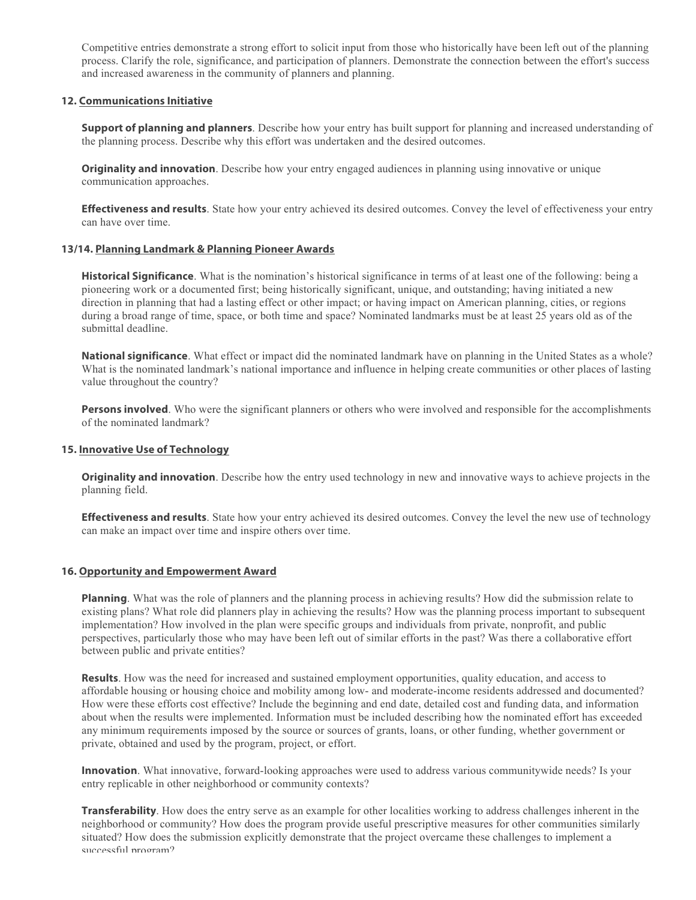Competitive entries demonstrate a strong effort to solicit input from those who historically have been left out of the planning process. Clarify the role, significance, and participation of planners. Demonstrate the connection between the effort's success and increased awareness in the community of planners and planning.

### 12. Communications Initiative

**Support of planning and planners**. Describe how your entry has built support for planning and increased understanding of the planning process. Describe why this effort was undertaken and the desired outcomes.

**Originality and innovation**. Describe how your entry engaged audiences in planning using innovative or unique communication approaches.

**Effectiveness and results**. State how your entry achieved its desired outcomes. Convey the level of effectiveness your entry can have over time.

### 13/14. Planning Landmark & Planning Pioneer Awards

**Historical Significance**. What is the nomination's historical significance in terms of at least one of the following: being a pioneering work or a documented first; being historically significant, unique, and outstanding; having initiated a new direction in planning that had a lasting effect or other impact; or having impact on American planning, cities, or regions during a broad range of time, space, or both time and space? Nominated landmarks must be at least 25 years old as of the submittal deadline.

**National significance**. What effect or impact did the nominated landmark have on planning in the United States as a whole? What is the nominated landmark's national importance and influence in helping create communities or other places of lasting value throughout the country?

**Persons involved**. Who were the significant planners or others who were involved and responsible for the accomplishments of the nominated landmark?

### 15. Innovative Use of Technology

**Originality and innovation**. Describe how the entry used technology in new and innovative ways to achieve projects in the planning field.

**Effectiveness and results**. State how your entry achieved its desired outcomes. Convey the level the new use of technology can make an impact over time and inspire others over time.

### 16. Opportunity and Empowerment Award

**Planning**. What was the role of planners and the planning process in achieving results? How did the submission relate to existing plans? What role did planners play in achieving the results? How was the planning process important to subsequent implementation? How involved in the plan were specific groups and individuals from private, nonprofit, and public perspectives, particularly those who may have been left out of similar efforts in the past? Was there a collaborative effort between public and private entities?

**Results**. How was the need for increased and sustained employment opportunities, quality education, and access to affordable housing or housing choice and mobility among low- and moderate-income residents addressed and documented? How were these efforts cost effective? Include the beginning and end date, detailed cost and funding data, and information about when the results were implemented. Information must be included describing how the nominated effort has exceeded any minimum requirements imposed by the source or sources of grants, loans, or other funding, whether government or private, obtained and used by the program, project, or effort.

**Innovation**. What innovative, forward-looking approaches were used to address various communitywide needs? Is your entry replicable in other neighborhood or community contexts?

**Transferability**. How does the entry serve as an example for other localities working to address challenges inherent in the neighborhood or community? How does the program provide useful prescriptive measures for other communities similarly situated? How does the submission explicitly demonstrate that the project overcame these challenges to implement a successful program?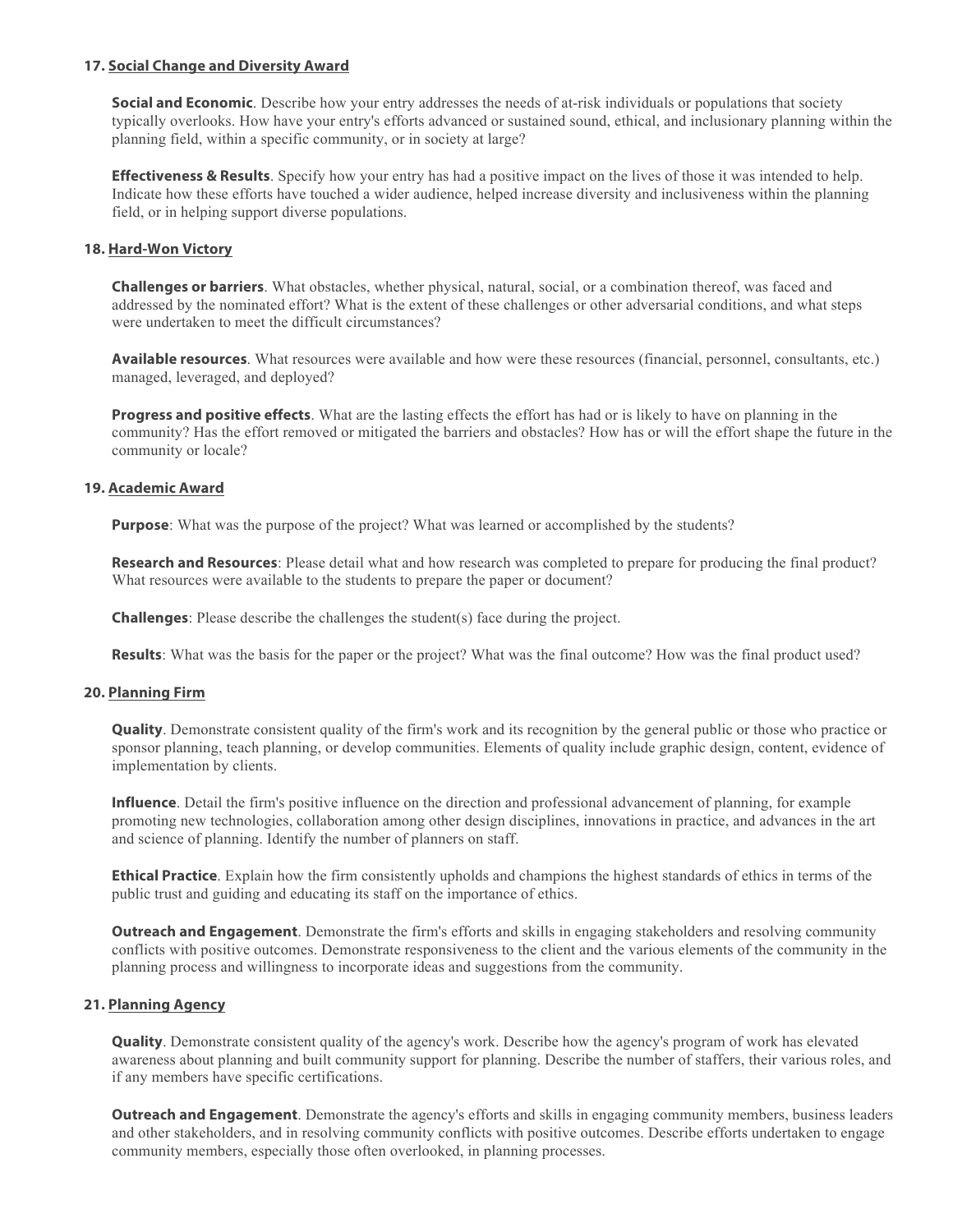**17. Social Change and Diversity Award**

**Social and Economic**. Describe how your entry addresses the needs of at-risk individuals or populations that society typically overlooks. How have your entry's efforts advanced or sustained sound, ethical, and inclusionary planning within the planning field, within a specific community, or in society at large?

**Effectiveness & Results**. Specify how your entry has had a positive impact on the lives of those it was intended to help. Indicate how these efforts have touched a wider audience, helped increase diversity and inclusiveness within the planning field, or in helping support diverse populations.

**18. Hard-Won Victory**

**Challenges or barriers**. What obstacles, whether physical, natural, social, or a combination thereof, was faced and addressed by the nominated effort? What is the extent of these challenges or other adversarial conditions, and what steps were undertaken to meet the difficult circumstances?

**Available resources**. What resources were available and how were these resources (financial, personnel, consultants, etc.) managed, leveraged, and deployed?

**Progress and positive effects**. What are the lasting effects the effort has had or is likely to have on planning in the community? Has the effort removed or mitigated the barriers and obstacles? How has or will the effort shape the future in the community or locale?

**19. Academic Award**

**Purpose**: What was the purpose of the project? What was learned or accomplished by the students?

**Research and Resources**: Please detail what and how research was completed to prepare for producing the final product? What resources were available to the students to prepare the paper or document?

**Challenges**: Please describe the challenges the student(s) face during the project.

**Results**: What was the basis for the paper or the project? What was the final outcome? How was the final product used?

**20. Planning Firm**

**Quality**. Demonstrate consistent quality of the firm's work and its recognition by the general public or those who practice or sponsor planning, teach planning, or develop communities. Elements of quality include graphic design, content, evidence of implementation by clients.

**Influence**. Detail the firm's positive influence on the direction and professional advancement of planning, for example promoting new technologies, collaboration among other design disciplines, innovations in practice, and advances in the art and science of planning. Identify the number of planners on staff.

**Ethical Practice**. Explain how the firm consistently upholds and champions the highest standards of ethics in terms of the public trust and guiding and educating its staff on the importance of ethics.

**Outreach and Engagement**. Demonstrate the firm's efforts and skills in engaging stakeholders and resolving community conflicts with positive outcomes. Demonstrate responsiveness to the client and the various elements of the community in the planning process and willingness to incorporate ideas and suggestions from the community.

**21. Planning Agency**

**Quality**. Demonstrate consistent quality of the agency's work. Describe how the agency's program of work has elevated awareness about planning and built community support for planning. Describe the number of staffers, their various roles, and if any members have specific certifications.

**Outreach and Engagement**. Demonstrate the agency's efforts and skills in engaging community members, business leaders and other stakeholders, and in resolving community conflicts with positive outcomes. Describe efforts undertaken to engage community members, especially those often overlooked, in planning processes.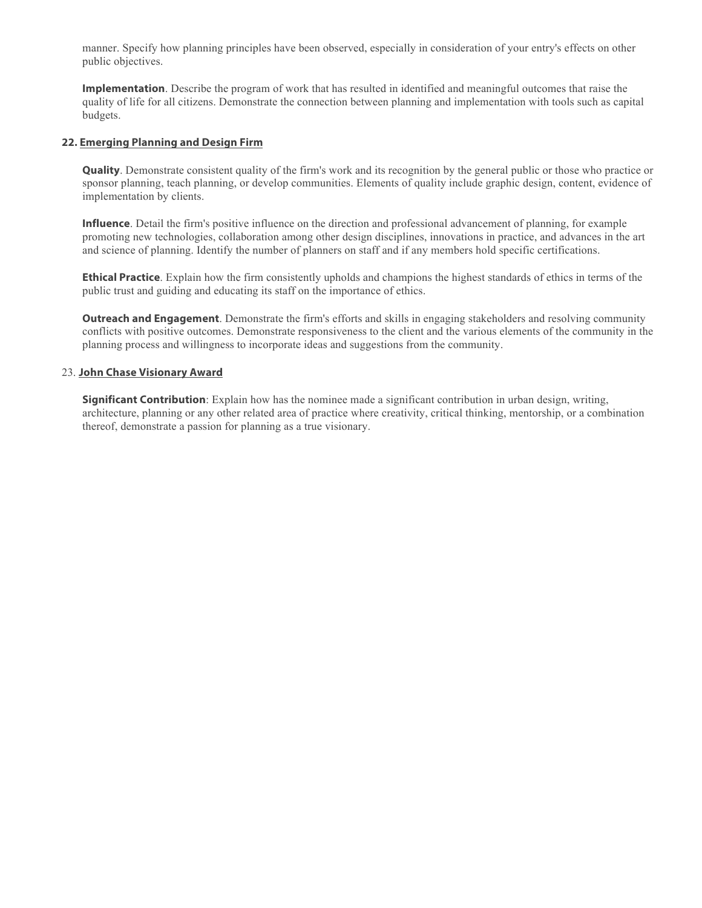manner. Specify how planning principles have been observed, especially in consideration of your entry's effects on other public objectives.

**Implementation**. Describe the program of work that has resulted in identified and meaningful outcomes that raise the quality of life for all citizens. Demonstrate the connection between planning and implementation with tools such as capital budgets.

### 22. Emerging Planning and Design Firm

**Quality**. Demonstrate consistent quality of the firm's work and its recognition by the general public or those who practice or sponsor planning, teach planning, or develop communities. Elements of quality include graphic design, content, evidence of implementation by clients.

**Influence**. Detail the firm's positive influence on the direction and professional advancement of planning, for example promoting new technologies, collaboration among other design disciplines, innovations in practice, and advances in the art and science of planning. Identify the number of planners on staff and if any members hold specific certifications.

**Ethical Practice**. Explain how the firm consistently upholds and champions the highest standards of ethics in terms of the public trust and guiding and educating its staff on the importance of ethics.

**Outreach and Engagement**. Demonstrate the firm's efforts and skills in engaging stakeholders and resolving community conflicts with positive outcomes. Demonstrate responsiveness to the client and the various elements of the community in the planning process and willingness to incorporate ideas and suggestions from the community.

### 23. John Chase Visionary Award

**Significant Contribution**: Explain how has the nominee made a significant contribution in urban design, writing, architecture, planning or any other related area of practice where creativity, critical thinking, mentorship, or a combination thereof, demonstrate a passion for planning as a true visionary.